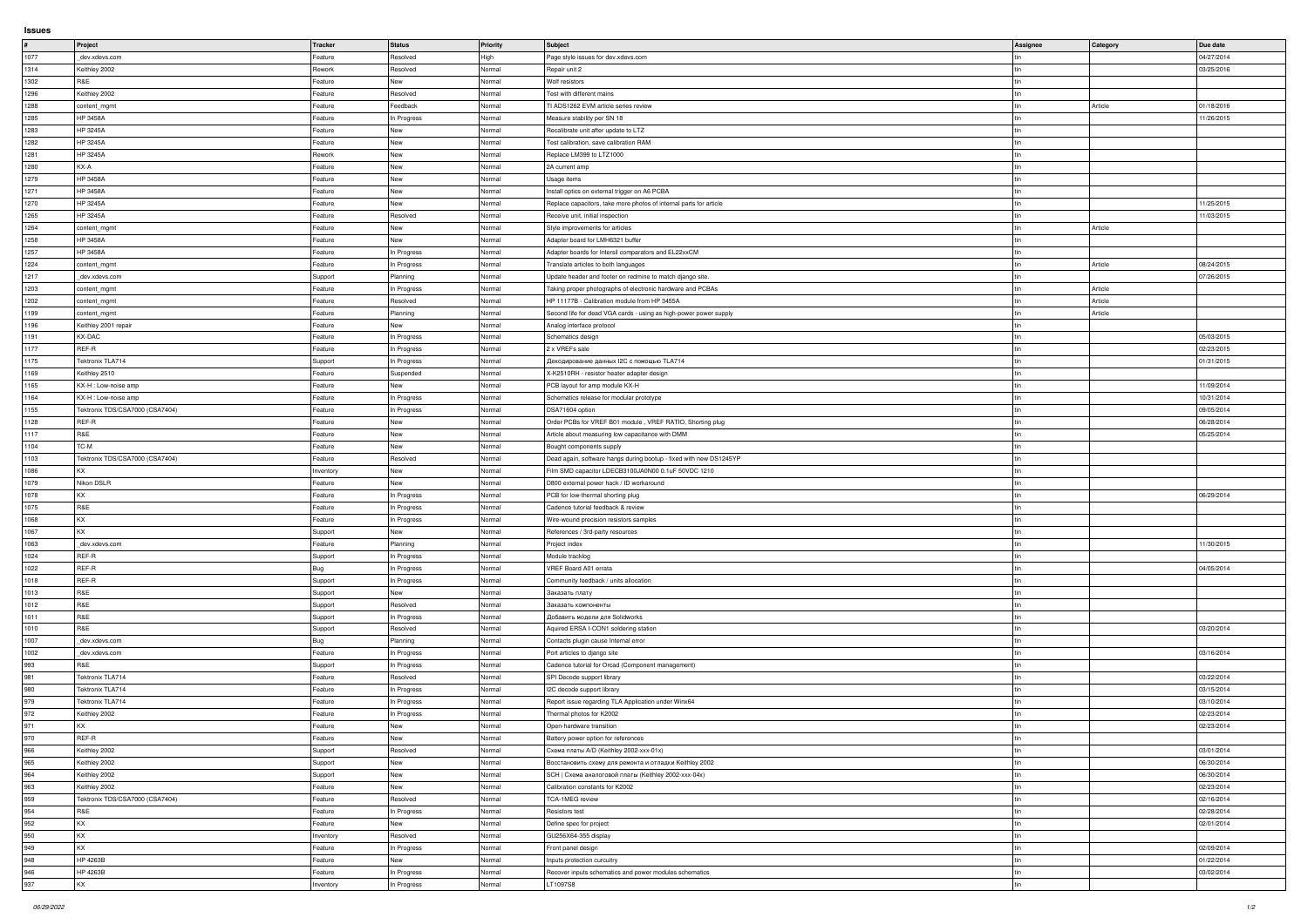**Issues**

| # | Project | Tracker | Status | Priority | Subject | Assignee | Category | Due date |
|---|---|---|---|---|---|---|---|---|
| 1077 | _dev.xdevs.com | Feature | Resolved | High | Page style issues for dev.xdevs.com | tin | | 04/27/2014 |
| 1314 | Keithley 2002 | Rework | Resolved | Normal | Repair unit 2 | tin | | 03/25/2016 |
| 1302 | R&E | Feature | New | Normal | Wolf resistors | tin | | |
| 1296 | Keithley 2002 | Feature | Resolved | Normal | Test with different mains | tin | | |
| 1288 | content_mgmt | Feature | Feedback | Normal | TI ADS1262 EVM article series review | tin | Article | 01/18/2016 |
| 1285 | HP 3458A | Feature | In Progress | Normal | Measure stability per SN 18 | tin | | 11/26/2015 |
| 1283 | HP 3245A | Feature | New | Normal | Recalibrate unit after update to LTZ | tin | | |
| 1282 | HP 3245A | Feature | New | Normal | Test calibration, save calibration RAM | tin | | |
| 1281 | HP 3245A | Rework | New | Normal | Replace LM399 to LTZ1000 | tin | | |
| 1280 | KX-A | Feature | New | Normal | 2A current amp | tin | | |
| 1279 | HP 3458A | Feature | New | Normal | Usage items | tin | | |
| 1271 | HP 3458A | Feature | New | Normal | Install optics on external trigger on A6 PCBA | tin | | |
| 1270 | HP 3245A | Feature | New | Normal | Replace capacitors, take more photos of internal parts for article | tin | | 11/25/2015 |
| 1265 | HP 3245A | Feature | Resolved | Normal | Receive unit, initial inspection | tin | | 11/03/2015 |
| 1264 | content_mgmt | Feature | New | Normal | Style improvements for articles | tin | Article | |
| 1258 | HP 3458A | Feature | New | Normal | Adapter board for LMH6321 buffer | tin | | |
| 1257 | HP 3458A | Feature | In Progress | Normal | Adapter boards for Intersil comparators and EL22xxCM | tin | | |
| 1224 | content_mgmt | Feature | In Progress | Normal | Translate articles to both languages | tin | Article | 08/24/2015 |
| 1217 | _dev.xdevs.com | Support | Planning | Normal | Update header and footer on redmine to match django site. | tin | | 07/26/2015 |
| 1203 | content_mgmt | Feature | In Progress | Normal | Taking proper photographs of electronic hardware and PCBAs | tin | Article | |
| 1202 | content_mgmt | Feature | Resolved | Normal | HP 11177B - Calibration module from HP 3455A | tin | Article | |
| 1199 | content_mgmt | Feature | Planning | Normal | Second life for dead VGA cards - using as high-power power supply | tin | Article | |
| 1196 | Keithley 2001 repair | Feature | New | Normal | Analog interface protocol | tin | | |
| 1191 | KX-DAC | Feature | In Progress | Normal | Schematics design | tin | | 05/03/2015 |
| 1177 | REF-R | Feature | In Progress | Normal | 2 x VREFs sale | tin | | 02/23/2015 |
| 1175 | Tektronix TLA714 | Support | In Progress | Normal | Декодирование данных I2C с помощью TLA714 | tin | | 01/31/2015 |
| 1169 | Keithley 2510 | Feature | Suspended | Normal | X-K2510RH - resistor heater adapter design | tin | | |
| 1165 | KX-H : Low-noise amp | Feature | New | Normal | PCB layout for amp module KX-H | tin | | 11/09/2014 |
| 1164 | KX-H : Low-noise amp | Feature | In Progress | Normal | Schematics release for modular prototype | tin | | 10/31/2014 |
| 1155 | Tektronix TDS/CSA7000 (CSA7404) | Feature | In Progress | Normal | DSA71604 option | tin | | 09/05/2014 |
| 1128 | REF-R | Feature | New | Normal | Order PCBs for VREF B01 module , VREF RATIO, Shorting plug | tin | | 06/28/2014 |
| 1117 | R&E | Feature | New | Normal | Article about measuring low capacitance with DMM | tin | | 05/25/2014 |
| 1104 | TC-M | Feature | New | Normal | Bought components supply | tin | | |
| 1103 | Tektronix TDS/CSA7000 (CSA7404) | Feature | Resolved | Normal | Dead again, software hangs during bootup - fixed with new DS1245YP | tin | | |
| 1086 | KX | Inventory | New | Normal | Film SMD capacitor LDECB3100JA0N00 0.1uF 50VDC 1210 | tin | | |
| 1079 | Nikon DSLR | Feature | New | Normal | D800 external power hack / ID workaround | tin | | |
| 1078 | KX | Feature | In Progress | Normal | PCB for low-thermal shorting plug | tin | | 06/29/2014 |
| 1075 | R&E | Feature | In Progress | Normal | Cadence tutorial feedback & review | tin | | |
| 1068 | KX | Feature | In Progress | Normal | Wire-wound precision resistors samples | tin | | |
| 1067 | KX | Support | New | Normal | References / 3rd-party resources | tin | | |
| 1063 | _dev.xdevs.com | Feature | Planning | Normal | Project index | tin | | 11/30/2015 |
| 1024 | REF-R | Support | In Progress | Normal | Module tracklog | tin | | |
| 1022 | REF-R | Bug | In Progress | Normal | VREF Board A01 errata | tin | | 04/05/2014 |
| 1018 | REF-R | Support | In Progress | Normal | Community feedback / units allocation | tin | | |
| 1013 | R&E | Support | New | Normal | Заказать плату | tin | | |
| 1012 | R&E | Support | Resolved | Normal | Заказать компоненты | tin | | |
| 1011 | R&E | Support | In Progress | Normal | Добавить модели для Solidworks | tin | | |
| 1010 | R&E | Support | Resolved | Normal | Aquired ERSA I-CON1 soldering station | tin | | 03/20/2014 |
| 1007 | _dev.xdevs.com | Bug | Planning | Normal | Contacts plugin cause Internal error | tin | | |
| 1002 | _dev.xdevs.com | Feature | In Progress | Normal | Port articles to django site | tin | | 03/16/2014 |
| 993 | R&E | Support | In Progress | Normal | Cadence tutorial for Orcad (Component management) | tin | | |
| 981 | Tektronix TLA714 | Feature | Resolved | Normal | SPI Decode support library | tin | | 03/22/2014 |
| 980 | Tektronix TLA714 | Feature | In Progress | Normal | I2C decode support library | tin | | 03/15/2014 |
| 979 | Tektronix TLA714 | Feature | In Progress | Normal | Report issue regarding TLA Application under Winx64 | tin | | 03/10/2014 |
| 972 | Keithley 2002 | Feature | In Progress | Normal | Thermal photos for K2002 | tin | | 02/23/2014 |
| 971 | KX | Feature | New | Normal | Open-hardware transition | tin | | 02/23/2014 |
| 970 | REF-R | Feature | New | Normal | Battery power option for references | tin | | |
| 966 | Keithley 2002 | Support | Resolved | Normal | Схема платы A/D (Keithley 2002-xxx-01x) | tin | | 03/01/2014 |
| 965 | Keithley 2002 | Support | New | Normal | Восстановить схему для ремонта и отладки Keithley 2002 | tin | | 06/30/2014 |
| 964 | Keithley 2002 | Support | New | Normal | SCH \| Схема аналоговой платы (Keithley 2002-xxx-04x) | tin | | 06/30/2014 |
| 963 | Keithley 2002 | Feature | New | Normal | Calibration constants for K2002 | tin | | 02/23/2014 |
| 959 | Tektronix TDS/CSA7000 (CSA7404) | Feature | Resolved | Normal | TCA-1MEG review | tin | | 02/16/2014 |
| 954 | R&E | Feature | In Progress | Normal | Resistors test | tin | | 02/28/2014 |
| 952 | KX | Feature | New | Normal | Define spec for project | tin | | 02/01/2014 |
| 950 | KX | Inventory | Resolved | Normal | GU256X64-355 display | tin | | |
| 949 | KX | Feature | In Progress | Normal | Front panel design | tin | | 02/09/2014 |
| 948 | HP 4263B | Feature | New | Normal | Inputs protection curcuitry | tin | | 01/22/2014 |
| 946 | HP 4263B | Feature | In Progress | Normal | Recover inputs schematics and power modules schematics | tin | | 03/02/2014 |
| 937 | KX | Inventory | In Progress | Normal | LT1097S8 | tin | | |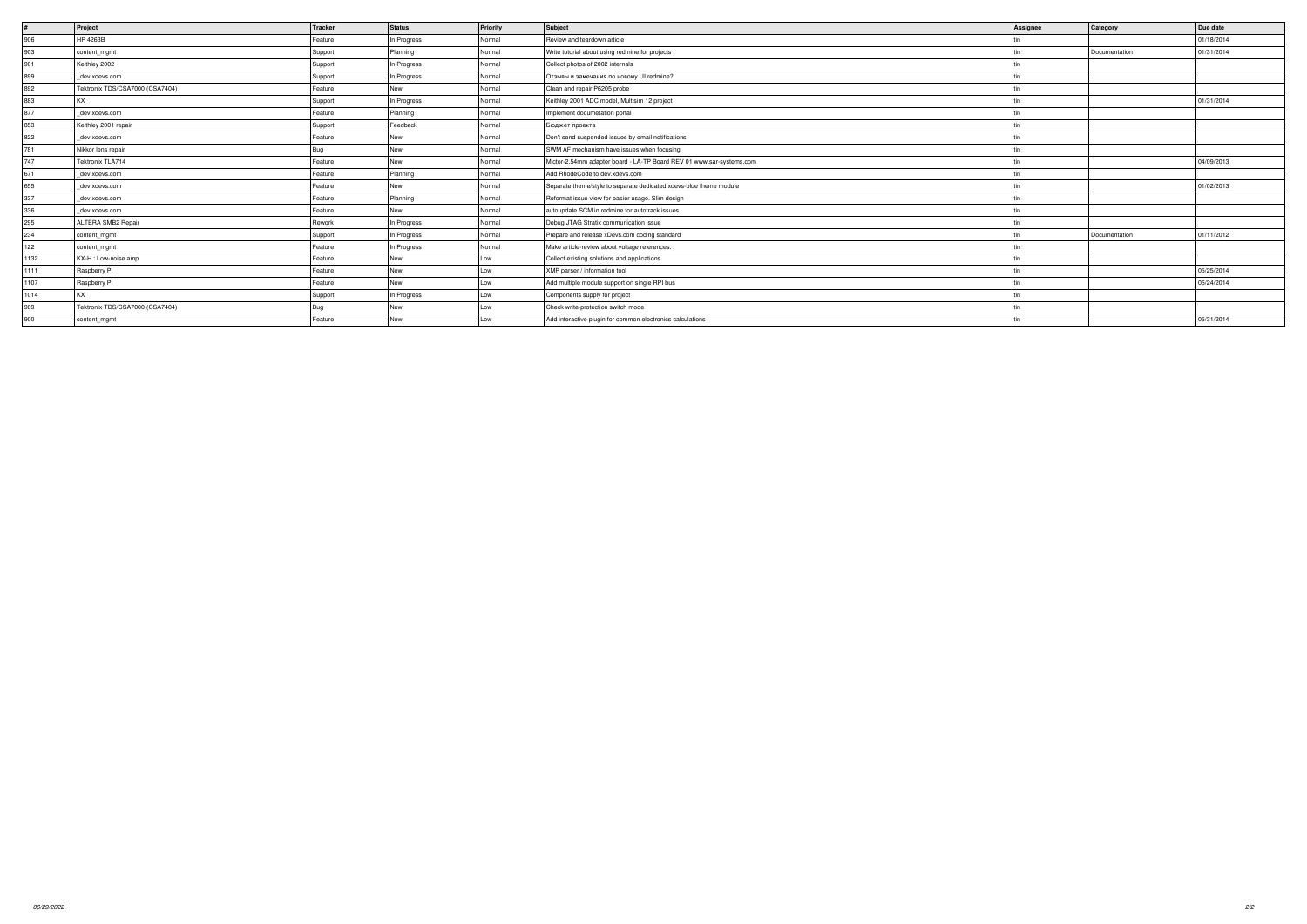| # | Project | Tracker | Status | Priority | Subject | Assignee | Category | Due date |
|---|---|---|---|---|---|---|---|---|
| 906 | HP 4263B | Feature | In Progress | Normal | Review and teardown article | tin | | 01/18/2014 |
| 903 | content_mgmt | Support | Planning | Normal | Write tutorial about using redmine for projects | tin | Documentation | 01/31/2014 |
| 901 | Keithley 2002 | Support | In Progress | Normal | Collect photos of 2002 internals | tin | | |
| 899 | _dev.xdevs.com | Support | In Progress | Normal | Отзывы и замечания по новому UI redmine? | tin | | |
| 892 | Tektronix TDS/CSA7000 (CSA7404) | Feature | New | Normal | Clean and repair P6205 probe | tin | | |
| 883 | KX | Support | In Progress | Normal | Keithley 2001 ADC model, Multisim 12 project | tin | | 01/31/2014 |
| 877 | _dev.xdevs.com | Feature | Planning | Normal | Implement documetation portal | tin | | |
| 853 | Keithley 2001 repair | Support | Feedback | Normal | Бюджет проекта | tin | | |
| 822 | _dev.xdevs.com | Feature | New | Normal | Don't send suspended issues by email notifications | tin | | |
| 781 | Nikkor lens repair | Bug | New | Normal | SWM AF mechanism have issues when focusing | tin | | |
| 747 | Tektronix TLA714 | Feature | New | Normal | Mictor-2.54mm adapter board - LA-TP Board REV 01 www.sar-systems.com | tin | | 04/09/2013 |
| 671 | _dev.xdevs.com | Feature | Planning | Normal | Add RhodeCode to dev.xdevs.com | tin | | |
| 655 | _dev.xdevs.com | Feature | New | Normal | Separate theme/style to separate dedicated xdevs-blue theme module | tin | | 01/02/2013 |
| 337 | _dev.xdevs.com | Feature | Planning | Normal | Reformat issue view for easier usage. Slim design | tin | | |
| 336 | _dev.xdevs.com | Feature | New | Normal | autoupdate SCM in redmine for autotrack issues | tin | | |
| 295 | ALTERA SMB2 Repair | Rework | In Progress | Normal | Debug JTAG Stratix communication issue | tin | | |
| 234 | content_mgmt | Support | In Progress | Normal | Prepare and release xDevs.com coding standard | tin | Documentation | 01/11/2012 |
| 122 | content_mgmt | Feature | In Progress | Normal | Make article-review about voltage references. | tin | | |
| 1132 | KX-H : Low-noise amp | Feature | New | Low | Collect existing solutions and applications. | tin | | |
| 1111 | Raspberry Pi | Feature | New | Low | XMP parser / information tool | tin | | 05/25/2014 |
| 1107 | Raspberry Pi | Feature | New | Low | Add multiple module support on single RPI bus | tin | | 05/24/2014 |
| 1014 | KX | Support | In Progress | Low | Components supply for project | tin | | |
| 969 | Tektronix TDS/CSA7000 (CSA7404) | Bug | New | Low | Check write-protection switch mode | tin | | |
| 900 | content_mgmt | Feature | New | Low | Add interactive plugin for common electronics calculations | tin | | 05/31/2014 |

06/29/2022